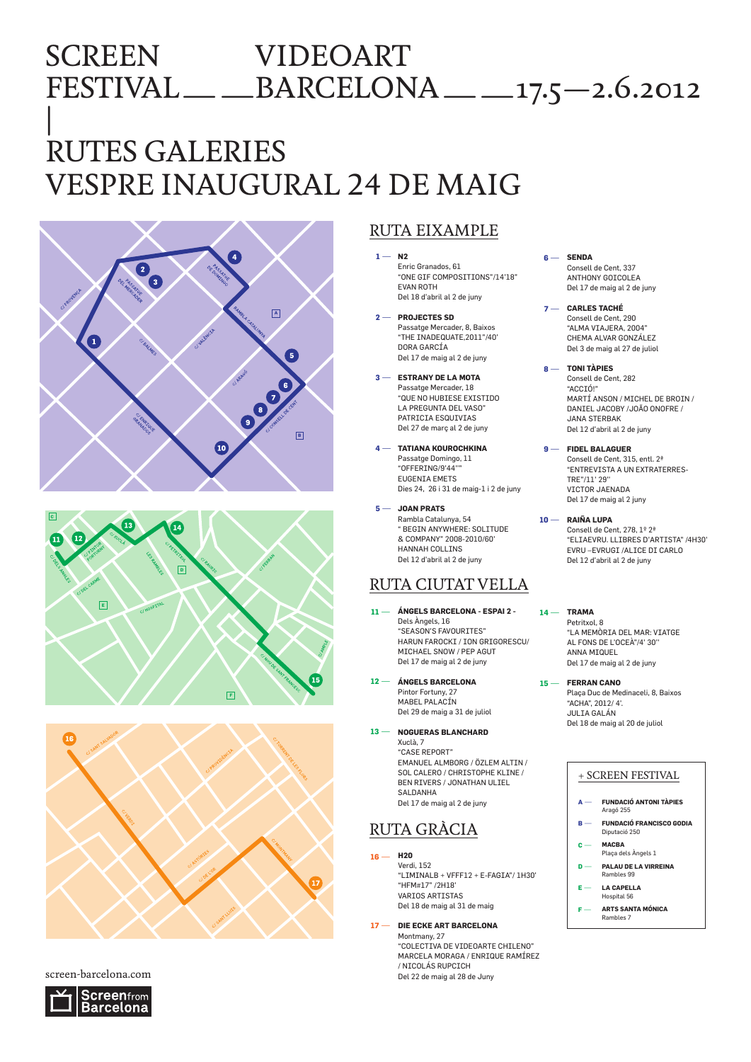# SCREEN FESTIVAL — VIDEOART BARCELONA — 17.5—2.6.2012

# RUTES GALERIES
# VESPRE INAUGURAL 24 DE MAIG

## RUTA EIXAMPLE

**1 — N2**
Enric Granados, 61
"ONE GIF COMPOSITIONS"/14'18"
EVAN ROTH
Del 18 d'abril al 2 de juny

**2 — PROJECTES SD**
Passatge Mercader, 8, Baixos
"THE INADEQUATE,2011"/40'
DORA GARCÍA
Del 17 de maig al 2 de juny

**3 — ESTRANY DE LA MOTA**
Passatge Mercader, 18
"QUE NO HUBIESE EXISTIDO LA PREGUNTA DEL VASO"
PATRICIA ESQUIVIAS
Del 27 de març al 2 de juny

**4 — TATIANA KOUROCHKINA**
Passatge Domingo, 11
"OFFERING/9'44""
EUGENIA EMETS
Dies 24, 26 i 31 de maig-1 i 2 de juny

**5 — JOAN PRATS**
Rambla Catalunya, 54
" BEGIN ANYWHERE: SOLITUDE & COMPANY" 2008-2010/60'
HANNAH COLLINS
Del 12 d'abril al 2 de juny

**6 — SENDA**
Consell de Cent, 337
ANTHONY GOICOLEA
Del 17 de maig al 2 de juny

**7 — CARLES TACHÉ**
Consell de Cent, 290
"ALMA VIAJERA, 2004"
CHEMA ALVAR GONZÁLEZ
Del 3 de maig al 27 de juliol

**8 — TONI TÀPIES**
Consell de Cent, 282
"ACCIÓ!"
MARTÍ ANSON / MICHEL DE BROIN / DANIEL JACOBY /JOÃO ONOFRE / JANA STERBAK
Del 12 d'abril al 2 de juny

**9 — FIDEL BALAGUER**
Consell de Cent, 315, entl. 2ª
"ENTREVISTA A UN EXTRATERRES-TRE"/11' 29''
VICTOR JAENADA
Del 17 de maig al 2 juny

**10 — RAIÑA LUPA**
Consell de Cent, 278, 1º 2ª
"ELIAEVRU. LLIBRES D'ARTISTA" /4H30'
EVRU –EVRUGI /ALICE DI CARLO
Del 12 d'abril al 2 de juny

## RUTA CIUTAT VELLA

**11 — ÀNGELS BARCELONA - ESPAI 2 -**
Dels Àngels, 16
"SEASON'S FAVOURITES"
HARUN FAROCKI / ION GRIGORESCU/ MICHAEL SNOW / PEP AGUT
Del 17 de maig al 2 de juny

**12 — ÀNGELS BARCELONA**
Pintor Fortuny, 27
MABEL PALACÍN
Del 29 de maig a 31 de juliol

**13 — NOGUERAS BLANCHARD**
Xuclà, 7
"CASE REPORT"
EMANUEL ALMBORG / ÖZLEM ALTIN / SOL CALERO / CHRISTOPHE KLINE / BEN RIVERS / JONATHAN ULIEL SALDANHA
Del 17 de maig al 2 de juny

**14 — TRAMA**
Petritxol, 8
"LA MEMÒRIA DEL MAR: VIATGE AL FONS DE L'OCEÀ"/4' 30''
ANNA MIQUEL
Del 17 de maig al 2 de juny

**15 — FERRAN CANO**
Plaça Duc de Medinaceli, 8, Baixos
"ACHA", 2012/ 4'.
JULIA GALÁN
Del 18 de maig al 20 de juliol

## RUTA GRÀCIA

**16 — H20**
Verdi, 152
"LIMINALB + VFFF12 + E-FAGIA"/ 1H30'
"HFM#17" /2H18'
VARIOS ARTISTAS
Del 18 de maig al 31 de maig

**17 — DIE ECKE ART BARCELONA**
Montmany, 27
"COLECTIVA DE VIDEOARTE CHILENO"
MARCELA MORAGA / ENRIQUE RAMÍREZ / NICOLÁS RUPCICH
Del 22 de maig al 28 de Juny

## + SCREEN FESTIVAL

**A — FUNDACIÓ ANTONI TÀPIES**
Aragó 255

**B — FUNDACIÓ FRANCISCO GODIA**
Diputació 250

**C — MACBA**
Plaça dels Àngels 1

**D — PALAU DE LA VIRREINA**
Rambles 99

**E — LA CAPELLA**
Hospital 56

**F — ARTS SANTA MÓNICA**
Rambles 7

screen-barcelona.com

Screen from Barcelona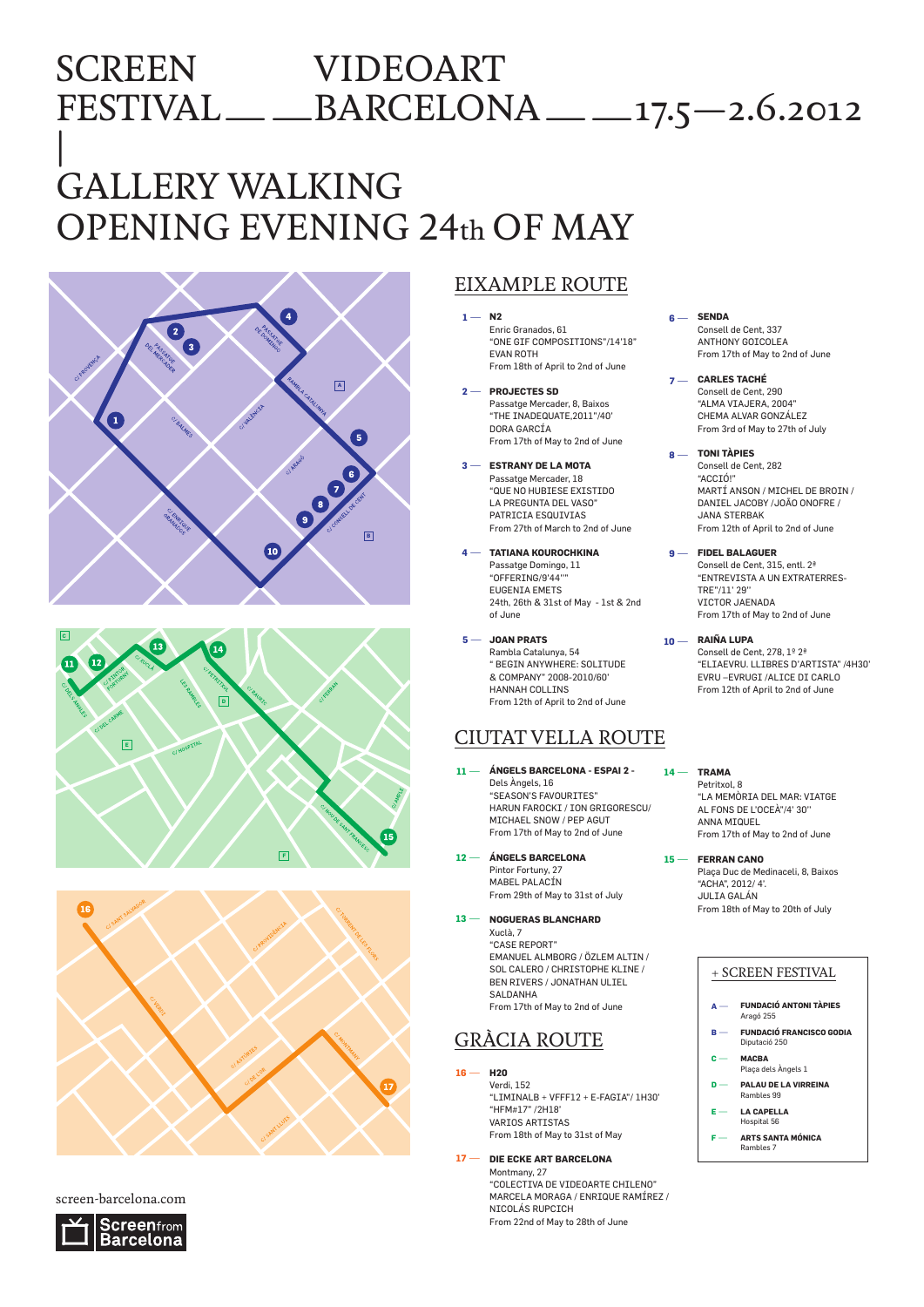# SCREEN FESTIVAL — VIDEOART BARCELONA — 17.5—2.6.2012

# GALLERY WALKING OPENING EVENING 24th OF MAY

## EIXAMPLE ROUTE

**1 — N2**
Enric Granados, 61
"ONE GIF COMPOSITIONS"/14'18"
EVAN ROTH
From 18th of April to 2nd of June

**2 — PROJECTES SD**
Passatge Mercader, 8, Baixos
"THE INADEQUATE,2011"/40'
DORA GARCÍA
From 17th of May to 2nd of June

**3 — ESTRANY DE LA MOTA**
Passatge Mercader, 18
"QUE NO HUBIESE EXISTIDO LA PREGUNTA DEL VASO"
PATRICIA ESQUIVIAS
From 27th of March to 2nd of June

**4 — TATIANA KOUROCHKINA**
Passatge Domingo, 11
"OFFERING/9'44""
EUGENIA EMETS
24th, 26th & 31st of May - 1st & 2nd of June

**5 — JOAN PRATS**
Rambla Catalunya, 54
" BEGIN ANYWHERE: SOLITUDE & COMPANY" 2008-2010/60'
HANNAH COLLINS
From 12th of April to 2nd of June

**6 — SENDA**
Consell de Cent, 337
ANTHONY GOICOLEA
From 17th of May to 2nd of June

**7 — CARLES TACHÉ**
Consell de Cent, 290
"ALMA VIAJERA, 2004"
CHEMA ALVAR GONZÁLEZ
From 3rd of May to 27th of July

**8 — TONI TÀPIES**
Consell de Cent, 282
"ACCIÓ!"
MARTÍ ANSON / MICHEL DE BROIN / DANIEL JACOBY /JOÃO ONOFRE / JANA STERBAK
From 12th of April to 2nd of June

**9 — FIDEL BALAGUER**
Consell de Cent, 315, entl. 2ª
"ENTREVISTA A UN EXTRATERRES-TRE"/11' 29''
VICTOR JAENADA
From 17th of May to 2nd of June

**10 — RAIÑA LUPA**
Consell de Cent, 278, 1º 2ª
"ELIAEVRU. LLIBRES D'ARTISTA" /4H30'
EVRU –EVRUGI /ALICE DI CARLO
From 12th of April to 2nd of June

## CIUTAT VELLA ROUTE

**11 — ÀNGELS BARCELONA - ESPAI 2 -**
Dels Àngels, 16
"SEASON'S FAVOURITES"
HARUN FAROCKI / ION GRIGORESCU/ MICHAEL SNOW / PEP AGUT
From 17th of May to 2nd of June

**12 — ÀNGELS BARCELONA**
Pintor Fortuny, 27
MABEL PALACÍN
From 29th of May to 31st of July

**13 — NOGUERAS BLANCHARD**
Xuclà, 7
"CASE REPORT"
EMANUEL ALMBORG / ÖZLEM ALTIN / SOL CALERO / CHRISTOPHE KLINE / BEN RIVERS / JONATHAN ULIEL SALDANHA
From 17th of May to 2nd of June

**14 — TRAMA**
Petritxol, 8
"LA MEMÒRIA DEL MAR: VIATGE AL FONS DE L'OCEÀ"/4' 30''
ANNA MIQUEL
From 17th of May to 2nd of June

**15 — FERRAN CANO**
Plaça Duc de Medinaceli, 8, Baixos
"ACHA", 2012/ 4'.
JULIA GALÁN
From 18th of May to 20th of July

## GRÀCIA ROUTE

**16 — H2O**
Verdi, 152
"LIMINALB + VFFF12 + E-FAGIA"/ 1H30'
"HFM#17" /2H18'
VARIOS ARTISTAS
From 18th of May to 31st of May

**17 — DIE ECKE ART BARCELONA**
Montmany, 27
"COLECTIVA DE VIDEOARTE CHILENO"
MARCELA MORAGA / ENRIQUE RAMÍREZ / NICOLÁS RUPCICH
From 22nd of May to 28th of June

## + SCREEN FESTIVAL

**A — FUNDACIÓ ANTONI TÀPIES**
Aragó 255

**B — FUNDACIÓ FRANCISCO GODIA**
Diputació 250

**C — MACBA**
Plaça dels Àngels 1

**D — PALAU DE LA VIRREINA**
Rambles 99

**E — LA CAPELLA**
Hospital 56

**F — ARTS SANTA MÓNICA**
Rambles 7

screen-barcelona.com

Screen from Barcelona